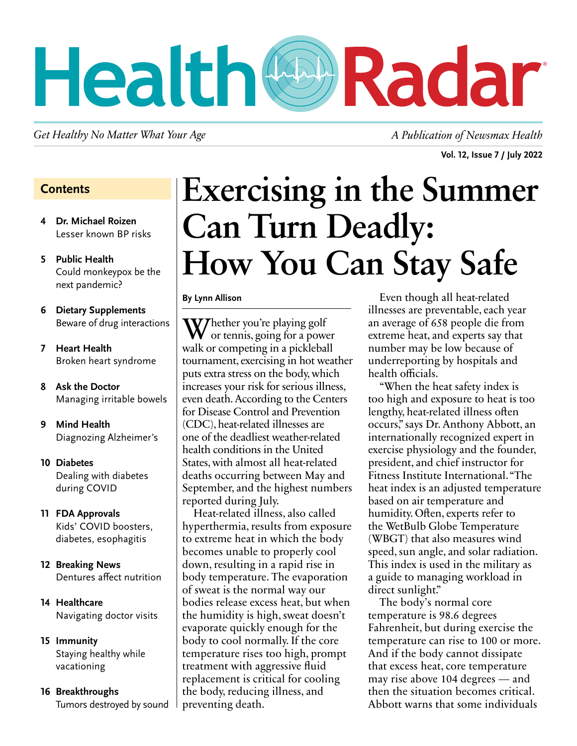# Health Radar

*Get Healthy No Matter What Your Age*

*A Publication of Newsmax Health*

**Vol. 12, Issue 7 / July 2022**

## Contents

- **4 Dr. Michael Roizen** Lesser known BP risks
- **5 Public Health** Could monkeypox be the next pandemic?
- **6 Dietary Supplements** Beware of drug interactions
- **7 Heart Health** Broken heart syndrome
- **8 Ask the Doctor** Managing irritable bowels
- **9 Mind Health** Diagnozing Alzheimer's
- **10 Diabetes** Dealing with diabetes during COVID
- **11 FDA Approvals** Kids' COVID boosters, diabetes, esophagitis
- **12 Breaking News** Dentures affect nutrition
- **14 Healthcare** Navigating doctor visits
- **15 Immunity** Staying healthy while vacationing
- **16 Breakthroughs** Tumors destroyed by sound

# Exercising in the Summer Can Turn Deadly: How You Can Stay Safe

**By Lynn Allison**

Whether you're playing golf or tennis, going for a power walk or competing in a pickleball tournament, exercising in hot weather puts extra stress on the body, which increases your risk for serious illness, even death. According to the Centers for Disease Control and Prevention (CDC), heat-related illnesses are one of the deadliest weather-related health conditions in the United States, with almost all heat-related deaths occurring between May and September, and the highest numbers reported during July.

Heat-related illness, also called hyperthermia, results from exposure to extreme heat in which the body becomes unable to properly cool down, resulting in a rapid rise in body temperature. The evaporation of sweat is the normal way our bodies release excess heat, but when the humidity is high, sweat doesn't evaporate quickly enough for the body to cool normally. If the core temperature rises too high, prompt treatment with aggressive fluid replacement is critical for cooling the body, reducing illness, and preventing death.

Even though all heat-related illnesses are preventable, each year an average of 658 people die from extreme heat, and experts say that number may be low because of underreporting by hospitals and health officials.

"When the heat safety index is too high and exposure to heat is too lengthy, heat-related illness often occurs," says Dr. Anthony Abbott, an internationally recognized expert in exercise physiology and the founder, president, and chief instructor for Fitness Institute International. "The heat index is an adjusted temperature based on air temperature and humidity. Often, experts refer to the WetBulb Globe Temperature (WBGT) that also measures wind speed, sun angle, and solar radiation. This index is used in the military as a guide to managing workload in direct sunlight."

The body's normal core temperature is 98.6 degrees Fahrenheit, but during exercise the temperature can rise to 100 or more. And if the body cannot dissipate that excess heat, core temperature may rise above 104 degrees — and then the situation becomes critical. Abbott warns that some individuals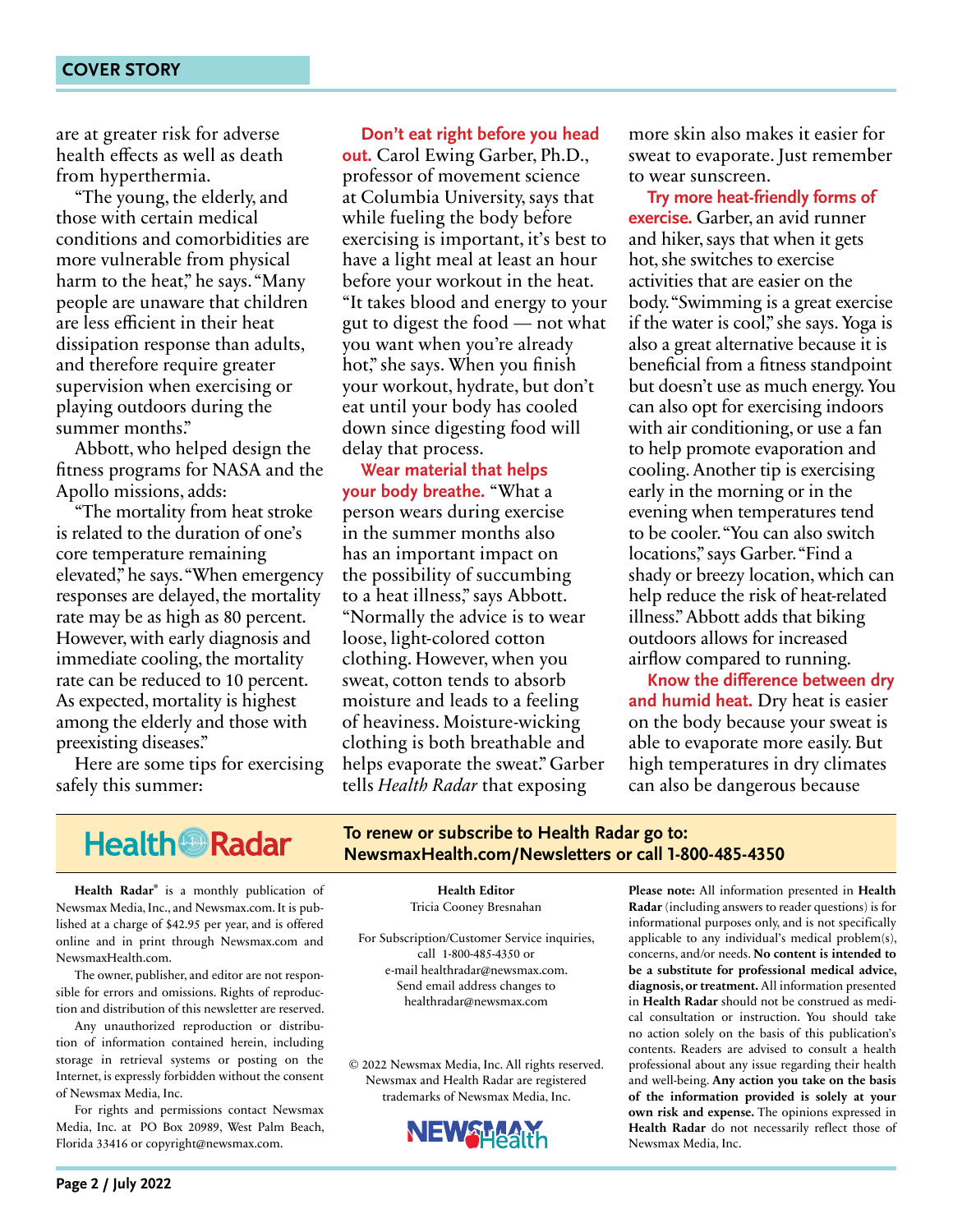are at greater risk for adverse health effects as well as death from hyperthermia.

"The young, the elderly, and those with certain medical conditions and comorbidities are more vulnerable from physical harm to the heat," he says. "Many people are unaware that children are less efficient in their heat dissipation response than adults, and therefore require greater supervision when exercising or playing outdoors during the summer months."

Abbott, who helped design the fitness programs for NASA and the Apollo missions, adds:

"The mortality from heat stroke is related to the duration of one's core temperature remaining elevated," he says. "When emergency responses are delayed, the mortality rate may be as high as 80 percent. However, with early diagnosis and immediate cooling, the mortality rate can be reduced to 10 percent. As expected, mortality is highest among the elderly and those with preexisting diseases."

Here are some tips for exercising safely this summer:

**Don't eat right before you head out.** Carol Ewing Garber, Ph.D., professor of movement science at Columbia University, says that while fueling the body before exercising is important, it's best to have a light meal at least an hour before your workout in the heat. "It takes blood and energy to your gut to digest the food — not what you want when you're already hot," she says. When you finish your workout, hydrate, but don't eat until your body has cooled down since digesting food will delay that process.

**Wear material that helps your body breathe.** "What a person wears during exercise in the summer months also has an important impact on the possibility of succumbing to a heat illness," says Abbott. "Normally the advice is to wear loose, light-colored cotton clothing. However, when you sweat, cotton tends to absorb moisture and leads to a feeling of heaviness. Moisture-wicking clothing is both breathable and helps evaporate the sweat." Garber tells *Health Radar* that exposing more skin also makes it easier for sweat to evaporate. Just remember to wear sunscreen.

**Try more heat-friendly forms of exercise.** Garber, an avid runner and hiker, says that when it gets hot, she switches to exercise activities that are easier on the body. "Swimming is a great exercise if the water is cool," she says. Yoga is also a great alternative because it is beneficial from a fitness standpoint but doesn't use as much energy. You can also opt for exercising indoors with air conditioning, or use a fan to help promote evaporation and cooling. Another tip is exercising early in the morning or in the evening when temperatures tend to be cooler. "You can also switch locations," says Garber. "Find a shady or breezy location, which can help reduce the risk of heat-related illness." Abbott adds that biking outdoors allows for increased airflow compared to running.

**Know the difference between dry and humid heat.** Dry heat is easier on the body because your sweat is able to evaporate more easily. But high temperatures in dry climates can also be dangerous because

---

**Health Radar**

**To renew or subscribe to Health Radar go to: NewsmaxHealth.com/Newsletters or call 1-800-485-4350**

**Health Radar**® is a monthly publication of Newsmax Media, Inc., and Newsmax.com. It is published at a charge of $42.95 per year, and is offered online and in print through Newsmax.com and NewsmaxHealth.com.

The owner, publisher, and editor are not responsible for errors and omissions. Rights of reproduction and distribution of this newsletter are reserved.

Any unauthorized reproduction or distribution of information contained herein, including storage in retrieval systems or posting on the Internet, is expressly forbidden without the consent of Newsmax Media, Inc.

For rights and permissions contact Newsmax Media, Inc. at PO Box 20989, West Palm Beach, Florida 33416 or copyright@newsmax.com.

**Health Editor**
Tricia Cooney Bresnahan

For Subscription/Customer Service inquiries, call 1-800-485-4350 or e-mail healthradar@newsmax.com. Send email address changes to healthradar@newsmax.com

© 2022 Newsmax Media, Inc. All rights reserved. Newsmax and Health Radar are registered trademarks of Newsmax Media, Inc.

NEWSMAX Health

**Please note:** All information presented in **Health Radar** (including answers to reader questions) is for informational purposes only, and is not specifically applicable to any individual's medical problem(s), concerns, and/or needs. **No content is intended to be a substitute for professional medical advice, diagnosis, or treatment.** All information presented in **Health Radar** should not be construed as medical consultation or instruction. You should take no action solely on the basis of this publication's contents. Readers are advised to consult a health professional about any issue regarding their health and well-being. **Any action you take on the basis of the information provided is solely at your own risk and expense.** The opinions expressed in **Health Radar** do not necessarily reflect those of Newsmax Media, Inc.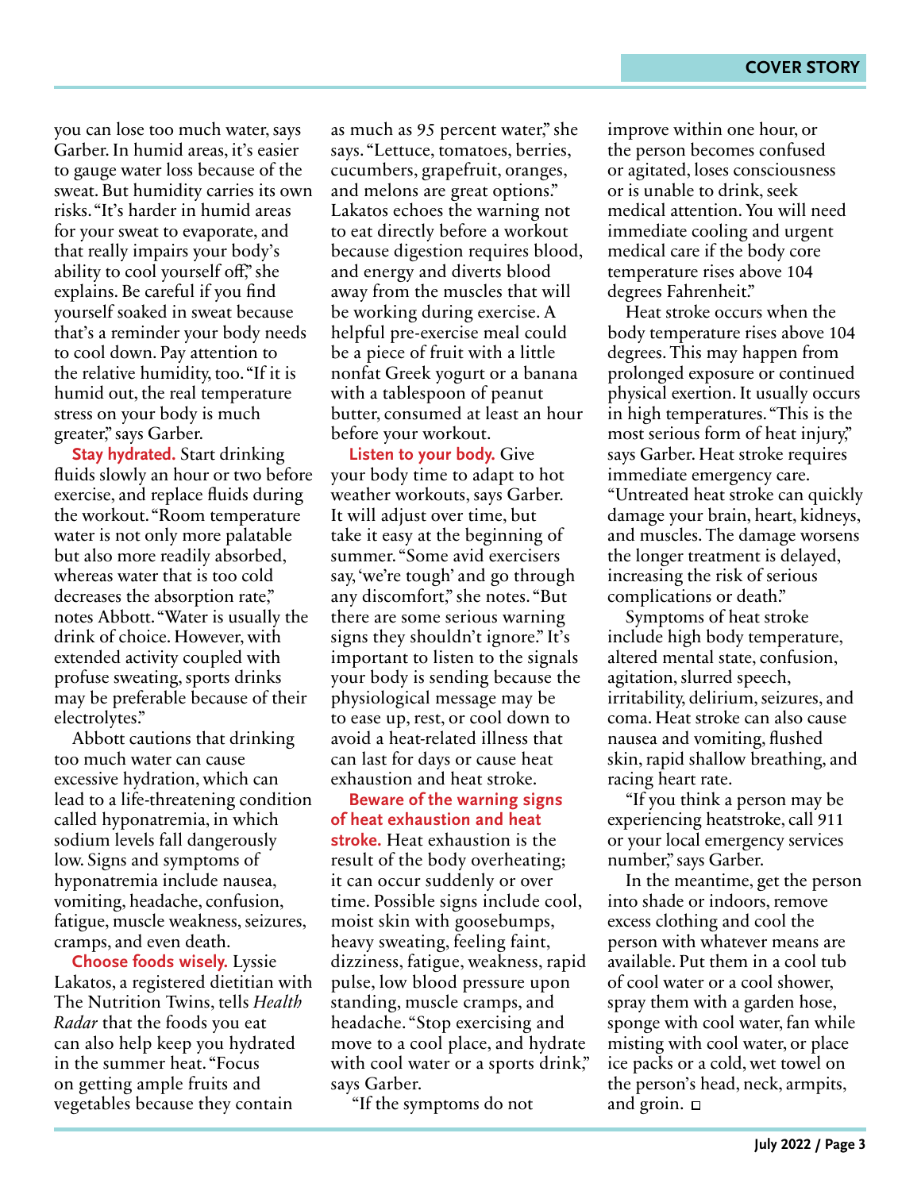you can lose too much water, says Garber. In humid areas, it's easier to gauge water loss because of the sweat. But humidity carries its own risks. "It's harder in humid areas for your sweat to evaporate, and that really impairs your body's ability to cool yourself off," she explains. Be careful if you find yourself soaked in sweat because that's a reminder your body needs to cool down. Pay attention to the relative humidity, too. "If it is humid out, the real temperature stress on your body is much greater," says Garber.

**Stay hydrated.** Start drinking fluids slowly an hour or two before exercise, and replace fluids during the workout. "Room temperature water is not only more palatable but also more readily absorbed, whereas water that is too cold decreases the absorption rate," notes Abbott. "Water is usually the drink of choice. However, with extended activity coupled with profuse sweating, sports drinks may be preferable because of their electrolytes."

Abbott cautions that drinking too much water can cause excessive hydration, which can lead to a life-threatening condition called hyponatremia, in which sodium levels fall dangerously low. Signs and symptoms of hyponatremia include nausea, vomiting, headache, confusion, fatigue, muscle weakness, seizures, cramps, and even death.

**Choose foods wisely.** Lyssie Lakatos, a registered dietitian with The Nutrition Twins, tells *Health Radar* that the foods you eat can also help keep you hydrated in the summer heat. "Focus on getting ample fruits and vegetables because they contain as much as 95 percent water," she says. "Lettuce, tomatoes, berries, cucumbers, grapefruit, oranges, and melons are great options." Lakatos echoes the warning not to eat directly before a workout because digestion requires blood, and energy and diverts blood away from the muscles that will be working during exercise. A helpful pre-exercise meal could be a piece of fruit with a little nonfat Greek yogurt or a banana with a tablespoon of peanut butter, consumed at least an hour before your workout.

**Listen to your body.** Give your body time to adapt to hot weather workouts, says Garber. It will adjust over time, but take it easy at the beginning of summer. "Some avid exercisers say, 'we're tough' and go through any discomfort," she notes. "But there are some serious warning signs they shouldn't ignore." It's important to listen to the signals your body is sending because the physiological message may be to ease up, rest, or cool down to avoid a heat-related illness that can last for days or cause heat exhaustion and heat stroke.

**Beware of the warning signs of heat exhaustion and heat stroke.** Heat exhaustion is the result of the body overheating; it can occur suddenly or over time. Possible signs include cool, moist skin with goosebumps, heavy sweating, feeling faint, dizziness, fatigue, weakness, rapid pulse, low blood pressure upon standing, muscle cramps, and headache. "Stop exercising and move to a cool place, and hydrate with cool water or a sports drink," says Garber.

"If the symptoms do not improve within one hour, or the person becomes confused or agitated, loses consciousness or is unable to drink, seek medical attention. You will need immediate cooling and urgent medical care if the body core temperature rises above 104 degrees Fahrenheit."

Heat stroke occurs when the body temperature rises above 104 degrees. This may happen from prolonged exposure or continued physical exertion. It usually occurs in high temperatures. "This is the most serious form of heat injury," says Garber. Heat stroke requires immediate emergency care. "Untreated heat stroke can quickly damage your brain, heart, kidneys, and muscles. The damage worsens the longer treatment is delayed, increasing the risk of serious complications or death."

Symptoms of heat stroke include high body temperature, altered mental state, confusion, agitation, slurred speech, irritability, delirium, seizures, and coma. Heat stroke can also cause nausea and vomiting, flushed skin, rapid shallow breathing, and racing heart rate.

"If you think a person may be experiencing heatstroke, call 911 or your local emergency services number," says Garber.

In the meantime, get the person into shade or indoors, remove excess clothing and cool the person with whatever means are available. Put them in a cool tub of cool water or a cool shower, spray them with a garden hose, sponge with cool water, fan while misting with cool water, or place ice packs or a cold, wet towel on the person's head, neck, armpits, and groin. □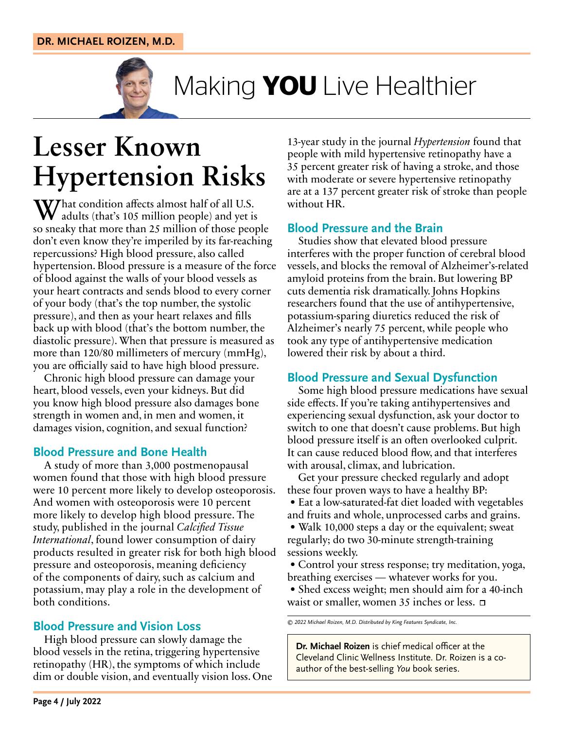DR. MICHAEL ROIZEN, M.D.

# Making **YOU** Live Healthier

## Lesser Known Hypertension Risks

What condition affects almost half of all U.S. adults (that's 105 million people) and yet is so sneaky that more than 25 million of those people don't even know they're imperiled by its far-reaching repercussions? High blood pressure, also called hypertension. Blood pressure is a measure of the force of blood against the walls of your blood vessels as your heart contracts and sends blood to every corner of your body (that's the top number, the systolic pressure), and then as your heart relaxes and fills back up with blood (that's the bottom number, the diastolic pressure). When that pressure is measured as more than 120/80 millimeters of mercury (mmHg), you are officially said to have high blood pressure.

Chronic high blood pressure can damage your heart, blood vessels, even your kidneys. But did you know high blood pressure also damages bone strength in women and, in men and women, it damages vision, cognition, and sexual function?

### Blood Pressure and Bone Health

A study of more than 3,000 postmenopausal women found that those with high blood pressure were 10 percent more likely to develop osteoporosis. And women with osteoporosis were 10 percent more likely to develop high blood pressure. The study, published in the journal *Calcified Tissue International*, found lower consumption of dairy products resulted in greater risk for both high blood pressure and osteoporosis, meaning deficiency of the components of dairy, such as calcium and potassium, may play a role in the development of both conditions.

### Blood Pressure and Vision Loss

High blood pressure can slowly damage the blood vessels in the retina, triggering hypertensive retinopathy (HR), the symptoms of which include dim or double vision, and eventually vision loss. One 13-year study in the journal *Hypertension* found that people with mild hypertensive retinopathy have a 35 percent greater risk of having a stroke, and those with moderate or severe hypertensive retinopathy are at a 137 percent greater risk of stroke than people without HR.

### Blood Pressure and the Brain

Studies show that elevated blood pressure interferes with the proper function of cerebral blood vessels, and blocks the removal of Alzheimer's-related amyloid proteins from the brain. But lowering BP cuts dementia risk dramatically. Johns Hopkins researchers found that the use of antihypertensive, potassium-sparing diuretics reduced the risk of Alzheimer's nearly 75 percent, while people who took any type of antihypertensive medication lowered their risk by about a third.

### Blood Pressure and Sexual Dysfunction

Some high blood pressure medications have sexual side effects. If you're taking antihypertensives and experiencing sexual dysfunction, ask your doctor to switch to one that doesn't cause problems. But high blood pressure itself is an often overlooked culprit. It can cause reduced blood flow, and that interferes with arousal, climax, and lubrication.

Get your pressure checked regularly and adopt these four proven ways to have a healthy BP:

- Eat a low-saturated-fat diet loaded with vegetables and fruits and whole, unprocessed carbs and grains.
- Walk 10,000 steps a day or the equivalent; sweat regularly; do two 30-minute strength-training sessions weekly.
- Control your stress response; try meditation, yoga, breathing exercises — whatever works for you.
- Shed excess weight; men should aim for a 40-inch waist or smaller, women 35 inches or less. □

*© 2022 Michael Roizen, M.D. Distributed by King Features Syndicate, Inc.*

**Dr. Michael Roizen** is chief medical officer at the Cleveland Clinic Wellness Institute. Dr. Roizen is a co-author of the best-selling *You* book series.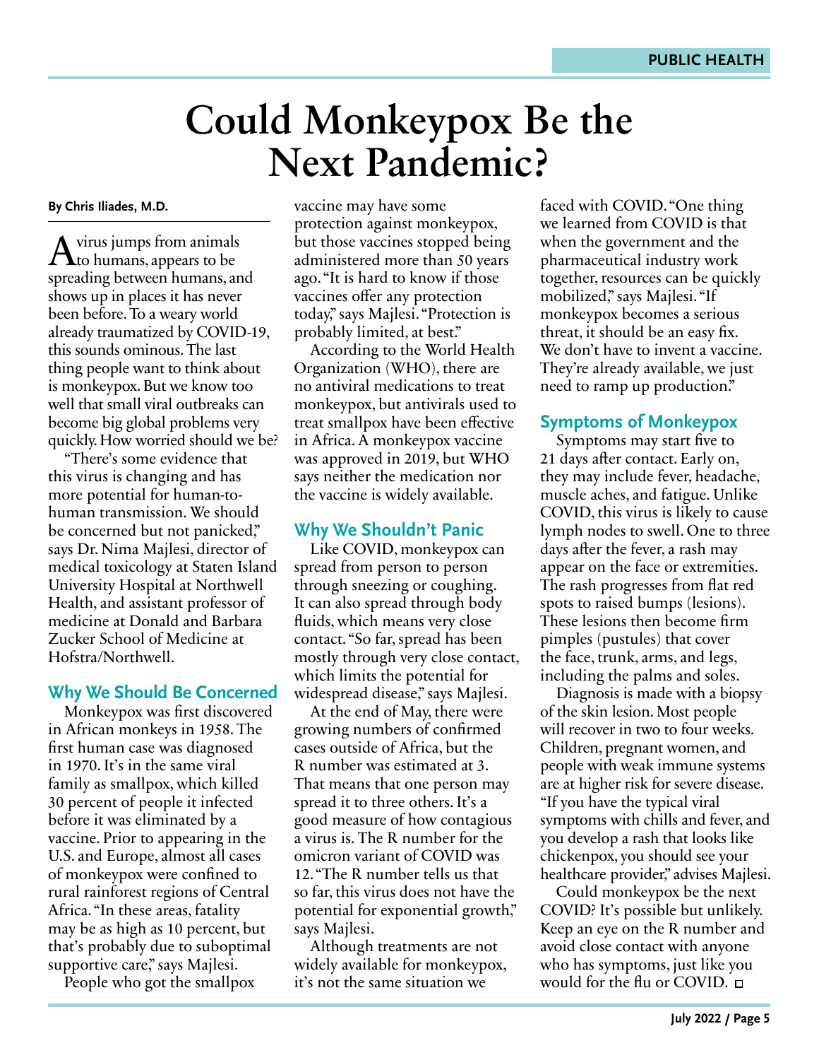# Could Monkeypox Be the Next Pandemic?

**By Chris Iliades, M.D.**

A virus jumps from animals to humans, appears to be spreading between humans, and shows up in places it has never been before. To a weary world already traumatized by COVID-19, this sounds ominous. The last thing people want to think about is monkeypox. But we know too well that small viral outbreaks can become big global problems very quickly. How worried should we be?

"There's some evidence that this virus is changing and has more potential for human-to-human transmission. We should be concerned but not panicked," says Dr. Nima Majlesi, director of medical toxicology at Staten Island University Hospital at Northwell Health, and assistant professor of medicine at Donald and Barbara Zucker School of Medicine at Hofstra/Northwell.

## Why We Should Be Concerned

Monkeypox was first discovered in African monkeys in 1958. The first human case was diagnosed in 1970. It's in the same viral family as smallpox, which killed 30 percent of people it infected before it was eliminated by a vaccine. Prior to appearing in the U.S. and Europe, almost all cases of monkeypox were confined to rural rainforest regions of Central Africa. "In these areas, fatality may be as high as 10 percent, but that's probably due to suboptimal supportive care," says Majlesi.

People who got the smallpox vaccine may have some protection against monkeypox, but those vaccines stopped being administered more than 50 years ago. "It is hard to know if those vaccines offer any protection today," says Majlesi. "Protection is probably limited, at best."

According to the World Health Organization (WHO), there are no antiviral medications to treat monkeypox, but antivirals used to treat smallpox have been effective in Africa. A monkeypox vaccine was approved in 2019, but WHO says neither the medication nor the vaccine is widely available.

## Why We Shouldn't Panic

Like COVID, monkeypox can spread from person to person through sneezing or coughing. It can also spread through body fluids, which means very close contact. "So far, spread has been mostly through very close contact, which limits the potential for widespread disease," says Majlesi.

At the end of May, there were growing numbers of confirmed cases outside of Africa, but the R number was estimated at 3. That means that one person may spread it to three others. It's a good measure of how contagious a virus is. The R number for the omicron variant of COVID was 12. "The R number tells us that so far, this virus does not have the potential for exponential growth," says Majlesi.

Although treatments are not widely available for monkeypox, it's not the same situation we faced with COVID. "One thing we learned from COVID is that when the government and the pharmaceutical industry work together, resources can be quickly mobilized," says Majlesi. "If monkeypox becomes a serious threat, it should be an easy fix. We don't have to invent a vaccine. They're already available, we just need to ramp up production."

## Symptoms of Monkeypox

Symptoms may start five to 21 days after contact. Early on, they may include fever, headache, muscle aches, and fatigue. Unlike COVID, this virus is likely to cause lymph nodes to swell. One to three days after the fever, a rash may appear on the face or extremities. The rash progresses from flat red spots to raised bumps (lesions). These lesions then become firm pimples (pustules) that cover the face, trunk, arms, and legs, including the palms and soles.

Diagnosis is made with a biopsy of the skin lesion. Most people will recover in two to four weeks. Children, pregnant women, and people with weak immune systems are at higher risk for severe disease. "If you have the typical viral symptoms with chills and fever, and you develop a rash that looks like chickenpox, you should see your healthcare provider," advises Majlesi.

Could monkeypox be the next COVID? It's possible but unlikely. Keep an eye on the R number and avoid close contact with anyone who has symptoms, just like you would for the flu or COVID. □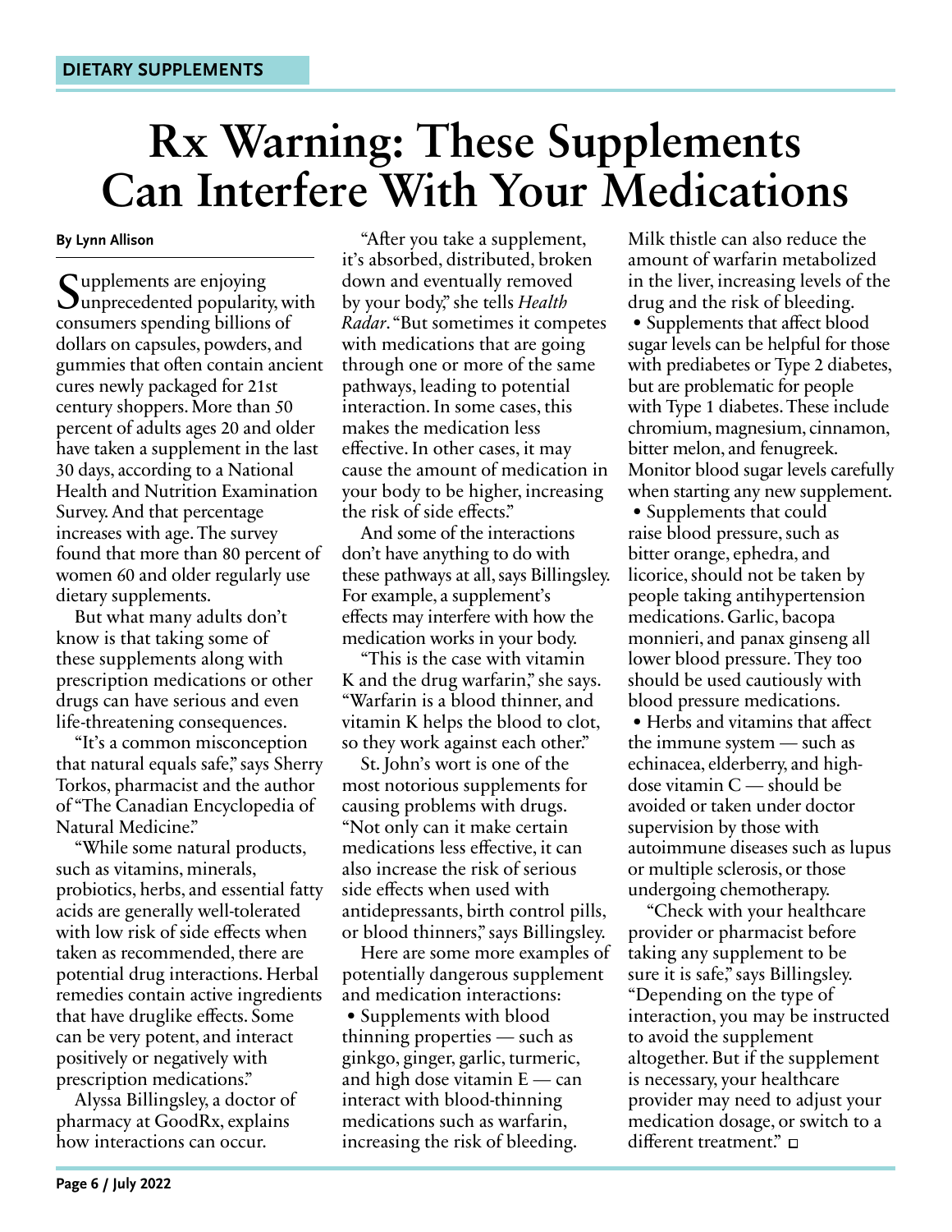DIETARY SUPPLEMENTS

# Rx Warning: These Supplements Can Interfere With Your Medications

**By Lynn Allison**

Supplements are enjoying unprecedented popularity, with consumers spending billions of dollars on capsules, powders, and gummies that often contain ancient cures newly packaged for 21st century shoppers. More than 50 percent of adults ages 20 and older have taken a supplement in the last 30 days, according to a National Health and Nutrition Examination Survey. And that percentage increases with age. The survey found that more than 80 percent of women 60 and older regularly use dietary supplements.

But what many adults don't know is that taking some of these supplements along with prescription medications or other drugs can have serious and even life-threatening consequences.

"It's a common misconception that natural equals safe," says Sherry Torkos, pharmacist and the author of "The Canadian Encyclopedia of Natural Medicine."

"While some natural products, such as vitamins, minerals, probiotics, herbs, and essential fatty acids are generally well-tolerated with low risk of side effects when taken as recommended, there are potential drug interactions. Herbal remedies contain active ingredients that have druglike effects. Some can be very potent, and interact positively or negatively with prescription medications."

Alyssa Billingsley, a doctor of pharmacy at GoodRx, explains how interactions can occur.

"After you take a supplement, it's absorbed, distributed, broken down and eventually removed by your body," she tells *Health Radar*. "But sometimes it competes with medications that are going through one or more of the same pathways, leading to potential interaction. In some cases, this makes the medication less effective. In other cases, it may cause the amount of medication in your body to be higher, increasing the risk of side effects."

And some of the interactions don't have anything to do with these pathways at all, says Billingsley. For example, a supplement's effects may interfere with how the medication works in your body.

"This is the case with vitamin K and the drug warfarin," she says. "Warfarin is a blood thinner, and vitamin K helps the blood to clot, so they work against each other."

St. John's wort is one of the most notorious supplements for causing problems with drugs. "Not only can it make certain medications less effective, it can also increase the risk of serious side effects when used with antidepressants, birth control pills, or blood thinners," says Billingsley.

Here are some more examples of potentially dangerous supplement and medication interactions:

- Supplements with blood thinning properties — such as ginkgo, ginger, garlic, turmeric, and high dose vitamin E — can interact with blood-thinning medications such as warfarin, increasing the risk of bleeding. Milk thistle can also reduce the amount of warfarin metabolized in the liver, increasing levels of the drug and the risk of bleeding.
- Supplements that affect blood sugar levels can be helpful for those with prediabetes or Type 2 diabetes, but are problematic for people with Type 1 diabetes. These include chromium, magnesium, cinnamon, bitter melon, and fenugreek. Monitor blood sugar levels carefully when starting any new supplement.
- Supplements that could raise blood pressure, such as bitter orange, ephedra, and licorice, should not be taken by people taking antihypertension medications. Garlic, bacopa monnieri, and panax ginseng all lower blood pressure. They too should be used cautiously with blood pressure medications.
- Herbs and vitamins that affect the immune system — such as echinacea, elderberry, and high-dose vitamin C — should be avoided or taken under doctor supervision by those with autoimmune diseases such as lupus or multiple sclerosis, or those undergoing chemotherapy.

"Check with your healthcare provider or pharmacist before taking any supplement to be sure it is safe," says Billingsley. "Depending on the type of interaction, you may be instructed to avoid the supplement altogether. But if the supplement is necessary, your healthcare provider may need to adjust your medication dosage, or switch to a different treatment." □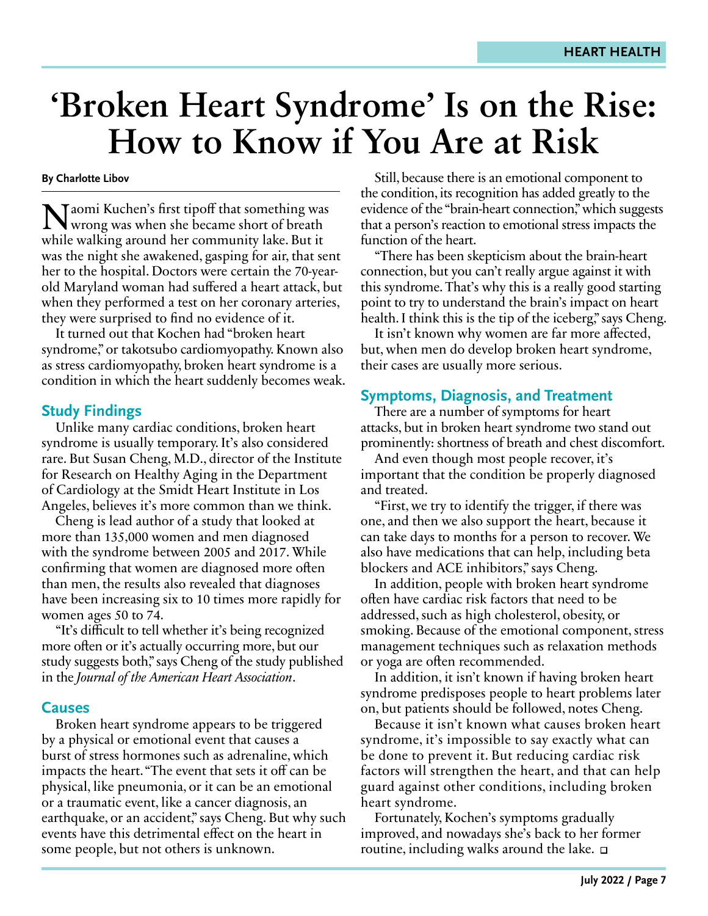HEART HEALTH

# 'Broken Heart Syndrome' Is on the Rise: How to Know if You Are at Risk

**By Charlotte Libov**

Naomi Kuchen's first tipoff that something was wrong was when she became short of breath while walking around her community lake. But it was the night she awakened, gasping for air, that sent her to the hospital. Doctors were certain the 70-year-old Maryland woman had suffered a heart attack, but when they performed a test on her coronary arteries, they were surprised to find no evidence of it.

It turned out that Kochen had "broken heart syndrome," or takotsubo cardiomyopathy. Known also as stress cardiomyopathy, broken heart syndrome is a condition in which the heart suddenly becomes weak.

## Study Findings

Unlike many cardiac conditions, broken heart syndrome is usually temporary. It's also considered rare. But Susan Cheng, M.D., director of the Institute for Research on Healthy Aging in the Department of Cardiology at the Smidt Heart Institute in Los Angeles, believes it's more common than we think.

Cheng is lead author of a study that looked at more than 135,000 women and men diagnosed with the syndrome between 2005 and 2017. While confirming that women are diagnosed more often than men, the results also revealed that diagnoses have been increasing six to 10 times more rapidly for women ages 50 to 74.

"It's difficult to tell whether it's being recognized more often or it's actually occurring more, but our study suggests both," says Cheng of the study published in the *Journal of the American Heart Association*.

## Causes

Broken heart syndrome appears to be triggered by a physical or emotional event that causes a burst of stress hormones such as adrenaline, which impacts the heart. "The event that sets it off can be physical, like pneumonia, or it can be an emotional or a traumatic event, like a cancer diagnosis, an earthquake, or an accident," says Cheng. But why such events have this detrimental effect on the heart in some people, but not others is unknown.

Still, because there is an emotional component to the condition, its recognition has added greatly to the evidence of the "brain-heart connection," which suggests that a person's reaction to emotional stress impacts the function of the heart.

"There has been skepticism about the brain-heart connection, but you can't really argue against it with this syndrome. That's why this is a really good starting point to try to understand the brain's impact on heart health. I think this is the tip of the iceberg," says Cheng.

It isn't known why women are far more affected, but, when men do develop broken heart syndrome, their cases are usually more serious.

## Symptoms, Diagnosis, and Treatment

There are a number of symptoms for heart attacks, but in broken heart syndrome two stand out prominently: shortness of breath and chest discomfort.

And even though most people recover, it's important that the condition be properly diagnosed and treated.

"First, we try to identify the trigger, if there was one, and then we also support the heart, because it can take days to months for a person to recover. We also have medications that can help, including beta blockers and ACE inhibitors," says Cheng.

In addition, people with broken heart syndrome often have cardiac risk factors that need to be addressed, such as high cholesterol, obesity, or smoking. Because of the emotional component, stress management techniques such as relaxation methods or yoga are often recommended.

In addition, it isn't known if having broken heart syndrome predisposes people to heart problems later on, but patients should be followed, notes Cheng.

Because it isn't known what causes broken heart syndrome, it's impossible to say exactly what can be done to prevent it. But reducing cardiac risk factors will strengthen the heart, and that can help guard against other conditions, including broken heart syndrome.

Fortunately, Kochen's symptoms gradually improved, and nowadays she's back to her former routine, including walks around the lake. □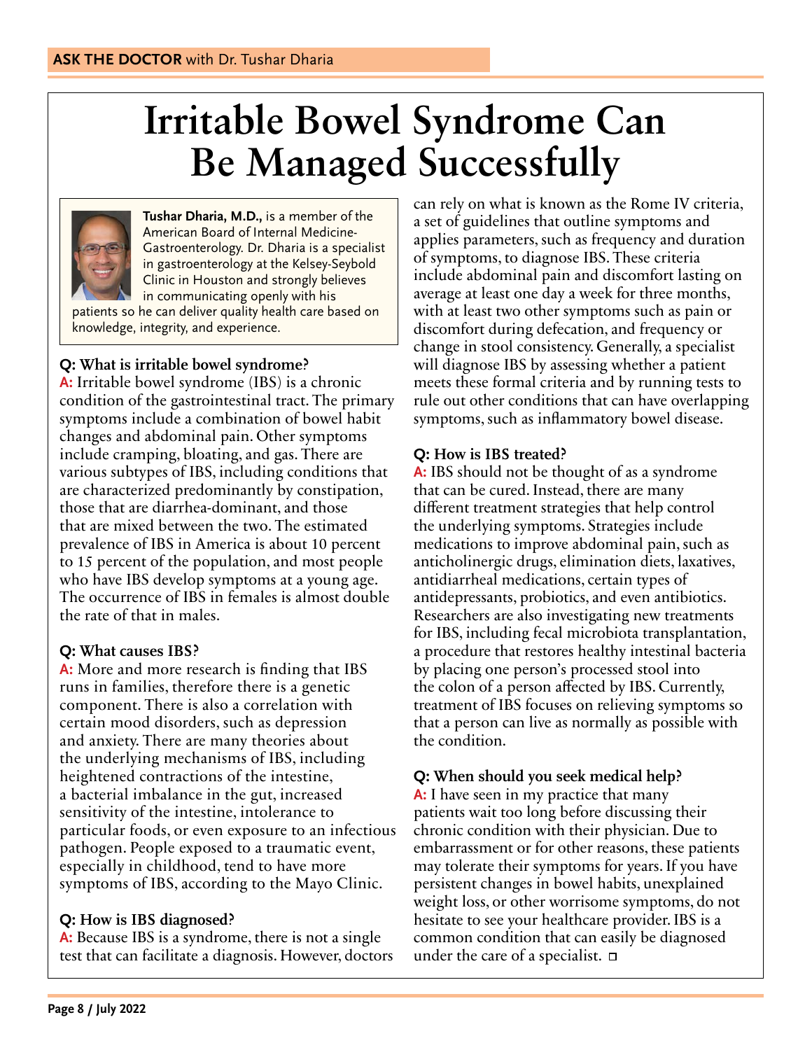**ASK THE DOCTOR** with Dr. Tushar Dharia

# Irritable Bowel Syndrome Can Be Managed Successfully

**Tushar Dharia, M.D.,** is a member of the American Board of Internal Medicine-Gastroenterology. Dr. Dharia is a specialist in gastroenterology at the Kelsey-Seybold Clinic in Houston and strongly believes in communicating openly with his patients so he can deliver quality health care based on knowledge, integrity, and experience.

**Q: What is irritable bowel syndrome?**

**A:** Irritable bowel syndrome (IBS) is a chronic condition of the gastrointestinal tract. The primary symptoms include a combination of bowel habit changes and abdominal pain. Other symptoms include cramping, bloating, and gas. There are various subtypes of IBS, including conditions that are characterized predominantly by constipation, those that are diarrhea-dominant, and those that are mixed between the two. The estimated prevalence of IBS in America is about 10 percent to 15 percent of the population, and most people who have IBS develop symptoms at a young age. The occurrence of IBS in females is almost double the rate of that in males.

**Q: What causes IBS?**

**A:** More and more research is finding that IBS runs in families, therefore there is a genetic component. There is also a correlation with certain mood disorders, such as depression and anxiety. There are many theories about the underlying mechanisms of IBS, including heightened contractions of the intestine, a bacterial imbalance in the gut, increased sensitivity of the intestine, intolerance to particular foods, or even exposure to an infectious pathogen. People exposed to a traumatic event, especially in childhood, tend to have more symptoms of IBS, according to the Mayo Clinic.

**Q: How is IBS diagnosed?**

**A:** Because IBS is a syndrome, there is not a single test that can facilitate a diagnosis. However, doctors can rely on what is known as the Rome IV criteria, a set of guidelines that outline symptoms and applies parameters, such as frequency and duration of symptoms, to diagnose IBS. These criteria include abdominal pain and discomfort lasting on average at least one day a week for three months, with at least two other symptoms such as pain or discomfort during defecation, and frequency or change in stool consistency. Generally, a specialist will diagnose IBS by assessing whether a patient meets these formal criteria and by running tests to rule out other conditions that can have overlapping symptoms, such as inflammatory bowel disease.

**Q: How is IBS treated?**

**A:** IBS should not be thought of as a syndrome that can be cured. Instead, there are many different treatment strategies that help control the underlying symptoms. Strategies include medications to improve abdominal pain, such as anticholinergic drugs, elimination diets, laxatives, antidiarrheal medications, certain types of antidepressants, probiotics, and even antibiotics. Researchers are also investigating new treatments for IBS, including fecal microbiota transplantation, a procedure that restores healthy intestinal bacteria by placing one person's processed stool into the colon of a person affected by IBS. Currently, treatment of IBS focuses on relieving symptoms so that a person can live as normally as possible with the condition.

**Q: When should you seek medical help?**

**A:** I have seen in my practice that many patients wait too long before discussing their chronic condition with their physician. Due to embarrassment or for other reasons, these patients may tolerate their symptoms for years. If you have persistent changes in bowel habits, unexplained weight loss, or other worrisome symptoms, do not hesitate to see your healthcare provider. IBS is a common condition that can easily be diagnosed under the care of a specialist. ◻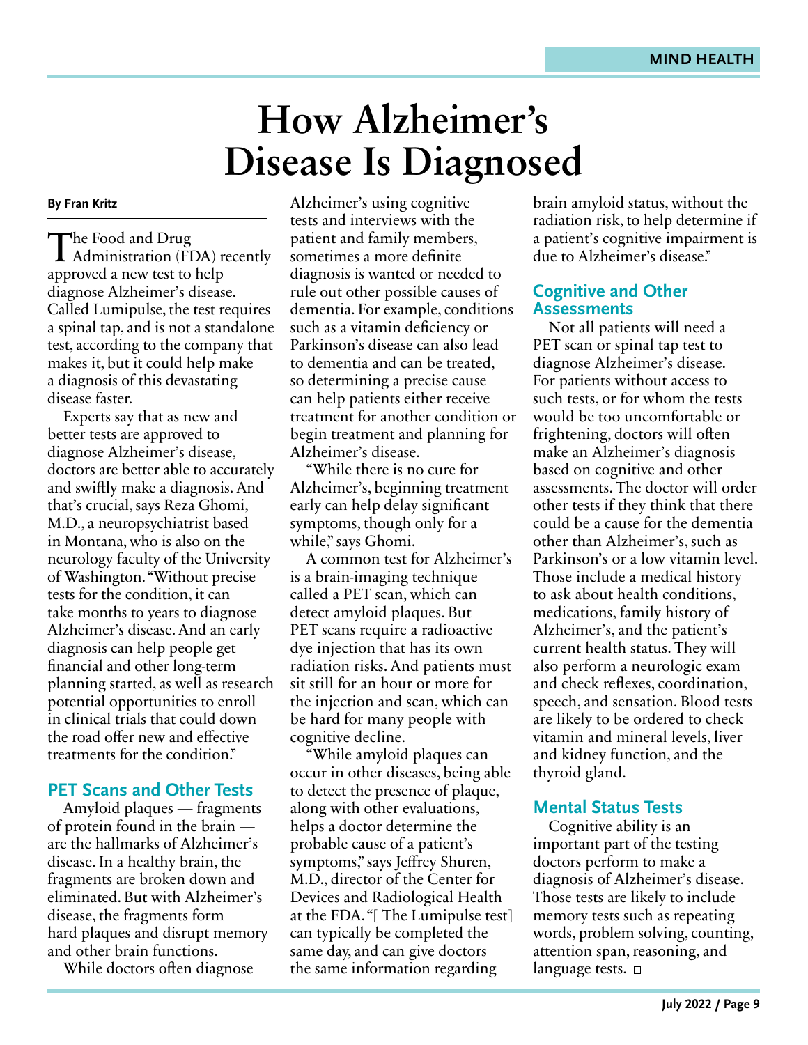# How Alzheimer's Disease Is Diagnosed

**By Fran Kritz**

The Food and Drug Administration (FDA) recently approved a new test to help diagnose Alzheimer's disease. Called Lumipulse, the test requires a spinal tap, and is not a standalone test, according to the company that makes it, but it could help make a diagnosis of this devastating disease faster.

Experts say that as new and better tests are approved to diagnose Alzheimer's disease, doctors are better able to accurately and swiftly make a diagnosis. And that's crucial, says Reza Ghomi, M.D., a neuropsychiatrist based in Montana, who is also on the neurology faculty of the University of Washington. "Without precise tests for the condition, it can take months to years to diagnose Alzheimer's disease. And an early diagnosis can help people get financial and other long-term planning started, as well as research potential opportunities to enroll in clinical trials that could down the road offer new and effective treatments for the condition."

## PET Scans and Other Tests

Amyloid plaques — fragments of protein found in the brain — are the hallmarks of Alzheimer's disease. In a healthy brain, the fragments are broken down and eliminated. But with Alzheimer's disease, the fragments form hard plaques and disrupt memory and other brain functions.

While doctors often diagnose Alzheimer's using cognitive tests and interviews with the patient and family members, sometimes a more definite diagnosis is wanted or needed to rule out other possible causes of dementia. For example, conditions such as a vitamin deficiency or Parkinson's disease can also lead to dementia and can be treated, so determining a precise cause can help patients either receive treatment for another condition or begin treatment and planning for Alzheimer's disease.

"While there is no cure for Alzheimer's, beginning treatment early can help delay significant symptoms, though only for a while," says Ghomi.

A common test for Alzheimer's is a brain-imaging technique called a PET scan, which can detect amyloid plaques. But PET scans require a radioactive dye injection that has its own radiation risks. And patients must sit still for an hour or more for the injection and scan, which can be hard for many people with cognitive decline.

"While amyloid plaques can occur in other diseases, being able to detect the presence of plaque, along with other evaluations, helps a doctor determine the probable cause of a patient's symptoms," says Jeffrey Shuren, M.D., director of the Center for Devices and Radiological Health at the FDA. "[ The Lumipulse test] can typically be completed the same day, and can give doctors the same information regarding brain amyloid status, without the radiation risk, to help determine if a patient's cognitive impairment is due to Alzheimer's disease."

## Cognitive and Other Assessments

Not all patients will need a PET scan or spinal tap test to diagnose Alzheimer's disease. For patients without access to such tests, or for whom the tests would be too uncomfortable or frightening, doctors will often make an Alzheimer's diagnosis based on cognitive and other assessments. The doctor will order other tests if they think that there could be a cause for the dementia other than Alzheimer's, such as Parkinson's or a low vitamin level. Those include a medical history to ask about health conditions, medications, family history of Alzheimer's, and the patient's current health status. They will also perform a neurologic exam and check reflexes, coordination, speech, and sensation. Blood tests are likely to be ordered to check vitamin and mineral levels, liver and kidney function, and the thyroid gland.

## Mental Status Tests

Cognitive ability is an important part of the testing doctors perform to make a diagnosis of Alzheimer's disease. Those tests are likely to include memory tests such as repeating words, problem solving, counting, attention span, reasoning, and language tests. □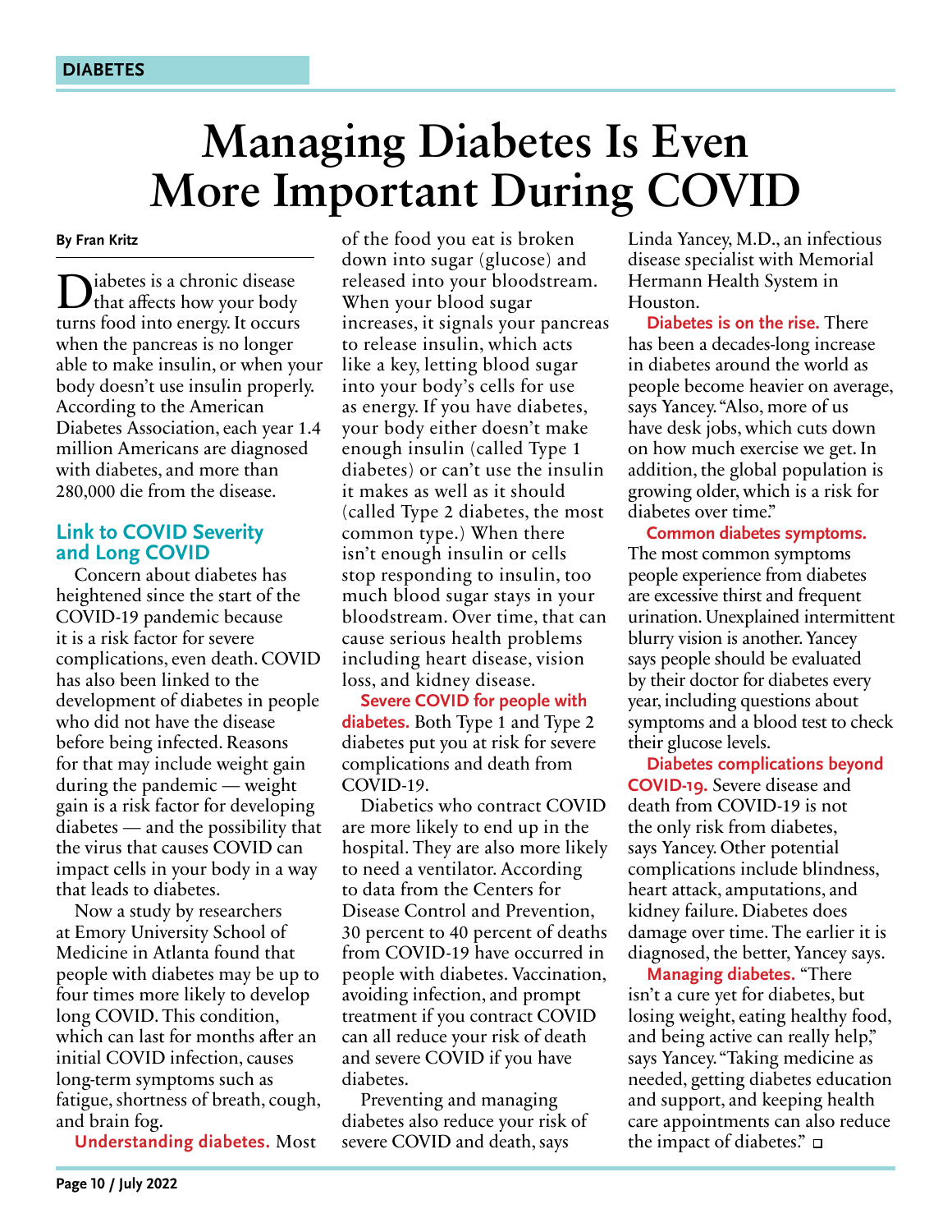DIABETES

# Managing Diabetes Is Even More Important During COVID

**By Fran Kritz**

Diabetes is a chronic disease that affects how your body turns food into energy. It occurs when the pancreas is no longer able to make insulin, or when your body doesn't use insulin properly. According to the American Diabetes Association, each year 1.4 million Americans are diagnosed with diabetes, and more than 280,000 die from the disease.

## Link to COVID Severity and Long COVID

Concern about diabetes has heightened since the start of the COVID-19 pandemic because it is a risk factor for severe complications, even death. COVID has also been linked to the development of diabetes in people who did not have the disease before being infected. Reasons for that may include weight gain during the pandemic — weight gain is a risk factor for developing diabetes — and the possibility that the virus that causes COVID can impact cells in your body in a way that leads to diabetes.

Now a study by researchers at Emory University School of Medicine in Atlanta found that people with diabetes may be up to four times more likely to develop long COVID. This condition, which can last for months after an initial COVID infection, causes long-term symptoms such as fatigue, shortness of breath, cough, and brain fog.

**Understanding diabetes.** Most of the food you eat is broken down into sugar (glucose) and released into your bloodstream. When your blood sugar increases, it signals your pancreas to release insulin, which acts like a key, letting blood sugar into your body's cells for use as energy. If you have diabetes, your body either doesn't make enough insulin (called Type 1 diabetes) or can't use the insulin it makes as well as it should (called Type 2 diabetes, the most common type.) When there isn't enough insulin or cells stop responding to insulin, too much blood sugar stays in your bloodstream. Over time, that can cause serious health problems including heart disease, vision loss, and kidney disease.

**Severe COVID for people with diabetes.** Both Type 1 and Type 2 diabetes put you at risk for severe complications and death from COVID-19.

Diabetics who contract COVID are more likely to end up in the hospital. They are also more likely to need a ventilator. According to data from the Centers for Disease Control and Prevention, 30 percent to 40 percent of deaths from COVID-19 have occurred in people with diabetes. Vaccination, avoiding infection, and prompt treatment if you contract COVID can all reduce your risk of death and severe COVID if you have diabetes.

Preventing and managing diabetes also reduce your risk of severe COVID and death, says Linda Yancey, M.D., an infectious disease specialist with Memorial Hermann Health System in Houston.

**Diabetes is on the rise.** There has been a decades-long increase in diabetes around the world as people become heavier on average, says Yancey. "Also, more of us have desk jobs, which cuts down on how much exercise we get. In addition, the global population is growing older, which is a risk for diabetes over time."

**Common diabetes symptoms.** The most common symptoms people experience from diabetes are excessive thirst and frequent urination. Unexplained intermittent blurry vision is another. Yancey says people should be evaluated by their doctor for diabetes every year, including questions about symptoms and a blood test to check their glucose levels.

**Diabetes complications beyond COVID-19.** Severe disease and death from COVID-19 is not the only risk from diabetes, says Yancey. Other potential complications include blindness, heart attack, amputations, and kidney failure. Diabetes does damage over time. The earlier it is diagnosed, the better, Yancey says.

**Managing diabetes.** "There isn't a cure yet for diabetes, but losing weight, eating healthy food, and being active can really help," says Yancey. "Taking medicine as needed, getting diabetes education and support, and keeping health care appointments can also reduce the impact of diabetes." □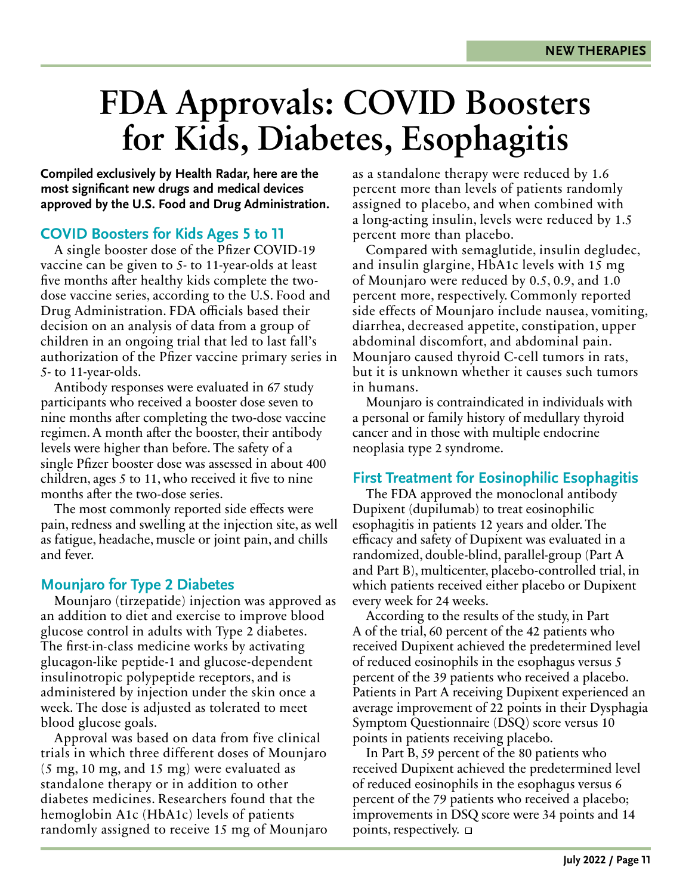# FDA Approvals: COVID Boosters for Kids, Diabetes, Esophagitis

**Compiled exclusively by Health Radar, here are the most significant new drugs and medical devices approved by the U.S. Food and Drug Administration.**

## COVID Boosters for Kids Ages 5 to 11

A single booster dose of the Pfizer COVID-19 vaccine can be given to 5- to 11-year-olds at least five months after healthy kids complete the two-dose vaccine series, according to the U.S. Food and Drug Administration. FDA officials based their decision on an analysis of data from a group of children in an ongoing trial that led to last fall's authorization of the Pfizer vaccine primary series in 5- to 11-year-olds.

Antibody responses were evaluated in 67 study participants who received a booster dose seven to nine months after completing the two-dose vaccine regimen. A month after the booster, their antibody levels were higher than before. The safety of a single Pfizer booster dose was assessed in about 400 children, ages 5 to 11, who received it five to nine months after the two-dose series.

The most commonly reported side effects were pain, redness and swelling at the injection site, as well as fatigue, headache, muscle or joint pain, and chills and fever.

## Mounjaro for Type 2 Diabetes

Mounjaro (tirzepatide) injection was approved as an addition to diet and exercise to improve blood glucose control in adults with Type 2 diabetes. The first-in-class medicine works by activating glucagon-like peptide-1 and glucose-dependent insulinotropic polypeptide receptors, and is administered by injection under the skin once a week. The dose is adjusted as tolerated to meet blood glucose goals.

Approval was based on data from five clinical trials in which three different doses of Mounjaro (5 mg, 10 mg, and 15 mg) were evaluated as standalone therapy or in addition to other diabetes medicines. Researchers found that the hemoglobin A1c (HbA1c) levels of patients randomly assigned to receive 15 mg of Mounjaro as a standalone therapy were reduced by 1.6 percent more than levels of patients randomly assigned to placebo, and when combined with a long-acting insulin, levels were reduced by 1.5 percent more than placebo.

Compared with semaglutide, insulin degludec, and insulin glargine, HbA1c levels with 15 mg of Mounjaro were reduced by 0.5, 0.9, and 1.0 percent more, respectively. Commonly reported side effects of Mounjaro include nausea, vomiting, diarrhea, decreased appetite, constipation, upper abdominal discomfort, and abdominal pain. Mounjaro caused thyroid C-cell tumors in rats, but it is unknown whether it causes such tumors in humans.

Mounjaro is contraindicated in individuals with a personal or family history of medullary thyroid cancer and in those with multiple endocrine neoplasia type 2 syndrome.

## First Treatment for Eosinophilic Esophagitis

The FDA approved the monoclonal antibody Dupixent (dupilumab) to treat eosinophilic esophagitis in patients 12 years and older. The efficacy and safety of Dupixent was evaluated in a randomized, double-blind, parallel-group (Part A and Part B), multicenter, placebo-controlled trial, in which patients received either placebo or Dupixent every week for 24 weeks.

According to the results of the study, in Part A of the trial, 60 percent of the 42 patients who received Dupixent achieved the predetermined level of reduced eosinophils in the esophagus versus 5 percent of the 39 patients who received a placebo. Patients in Part A receiving Dupixent experienced an average improvement of 22 points in their Dysphagia Symptom Questionnaire (DSQ) score versus 10 points in patients receiving placebo.

In Part B, 59 percent of the 80 patients who received Dupixent achieved the predetermined level of reduced eosinophils in the esophagus versus 6 percent of the 79 patients who received a placebo; improvements in DSQ score were 34 points and 14 points, respectively. ◻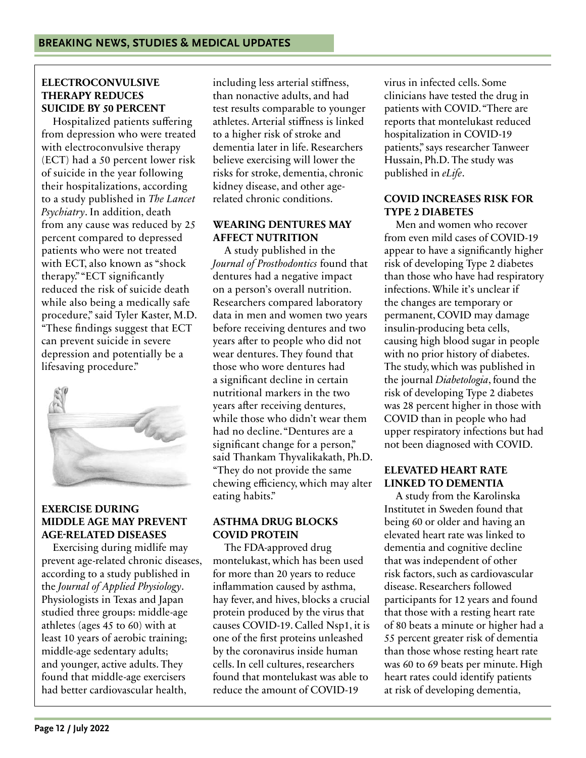## BREAKING NEWS, STUDIES & MEDICAL UPDATES

### ELECTROCONVULSIVE THERAPY REDUCES SUICIDE BY 50 PERCENT

Hospitalized patients suffering from depression who were treated with electroconvulsive therapy (ECT) had a 50 percent lower risk of suicide in the year following their hospitalizations, according to a study published in *The Lancet Psychiatry*. In addition, death from any cause was reduced by 25 percent compared to depressed patients who were not treated with ECT, also known as "shock therapy." "ECT significantly reduced the risk of suicide death while also being a medically safe procedure," said Tyler Kaster, M.D. "These findings suggest that ECT can prevent suicide in severe depression and potentially be a lifesaving procedure."

### EXERCISE DURING MIDDLE AGE MAY PREVENT AGE-RELATED DISEASES

Exercising during midlife may prevent age-related chronic diseases, according to a study published in the *Journal of Applied Physiology*. Physiologists in Texas and Japan studied three groups: middle-age athletes (ages 45 to 60) with at least 10 years of aerobic training; middle-age sedentary adults; and younger, active adults. They found that middle-age exercisers had better cardiovascular health, including less arterial stiffness, than nonactive adults, and had test results comparable to younger athletes. Arterial stiffness is linked to a higher risk of stroke and dementia later in life. Researchers believe exercising will lower the risks for stroke, dementia, chronic kidney disease, and other age-related chronic conditions.

### WEARING DENTURES MAY AFFECT NUTRITION

A study published in the *Journal of Prosthodontics* found that dentures had a negative impact on a person's overall nutrition. Researchers compared laboratory data in men and women two years before receiving dentures and two years after to people who did not wear dentures. They found that those who wore dentures had a significant decline in certain nutritional markers in the two years after receiving dentures, while those who didn't wear them had no decline. "Dentures are a significant change for a person," said Thankam Thyvalikakath, Ph.D. "They do not provide the same chewing efficiency, which may alter eating habits."

### ASTHMA DRUG BLOCKS COVID PROTEIN

The FDA-approved drug montelukast, which has been used for more than 20 years to reduce inflammation caused by asthma, hay fever, and hives, blocks a crucial protein produced by the virus that causes COVID-19. Called Nsp1, it is one of the first proteins unleashed by the coronavirus inside human cells. In cell cultures, researchers found that montelukast was able to reduce the amount of COVID-19 virus in infected cells. Some clinicians have tested the drug in patients with COVID. "There are reports that montelukast reduced hospitalization in COVID-19 patients," says researcher Tanweer Hussain, Ph.D. The study was published in *eLife*.

### COVID INCREASES RISK FOR TYPE 2 DIABETES

Men and women who recover from even mild cases of COVID-19 appear to have a significantly higher risk of developing Type 2 diabetes than those who have had respiratory infections. While it's unclear if the changes are temporary or permanent, COVID may damage insulin-producing beta cells, causing high blood sugar in people with no prior history of diabetes. The study, which was published in the journal *Diabetologia*, found the risk of developing Type 2 diabetes was 28 percent higher in those with COVID than in people who had upper respiratory infections but had not been diagnosed with COVID.

### ELEVATED HEART RATE LINKED TO DEMENTIA

A study from the Karolinska Institutet in Sweden found that being 60 or older and having an elevated heart rate was linked to dementia and cognitive decline that was independent of other risk factors, such as cardiovascular disease. Researchers followed participants for 12 years and found that those with a resting heart rate of 80 beats a minute or higher had a 55 percent greater risk of dementia than those whose resting heart rate was 60 to 69 beats per minute. High heart rates could identify patients at risk of developing dementia,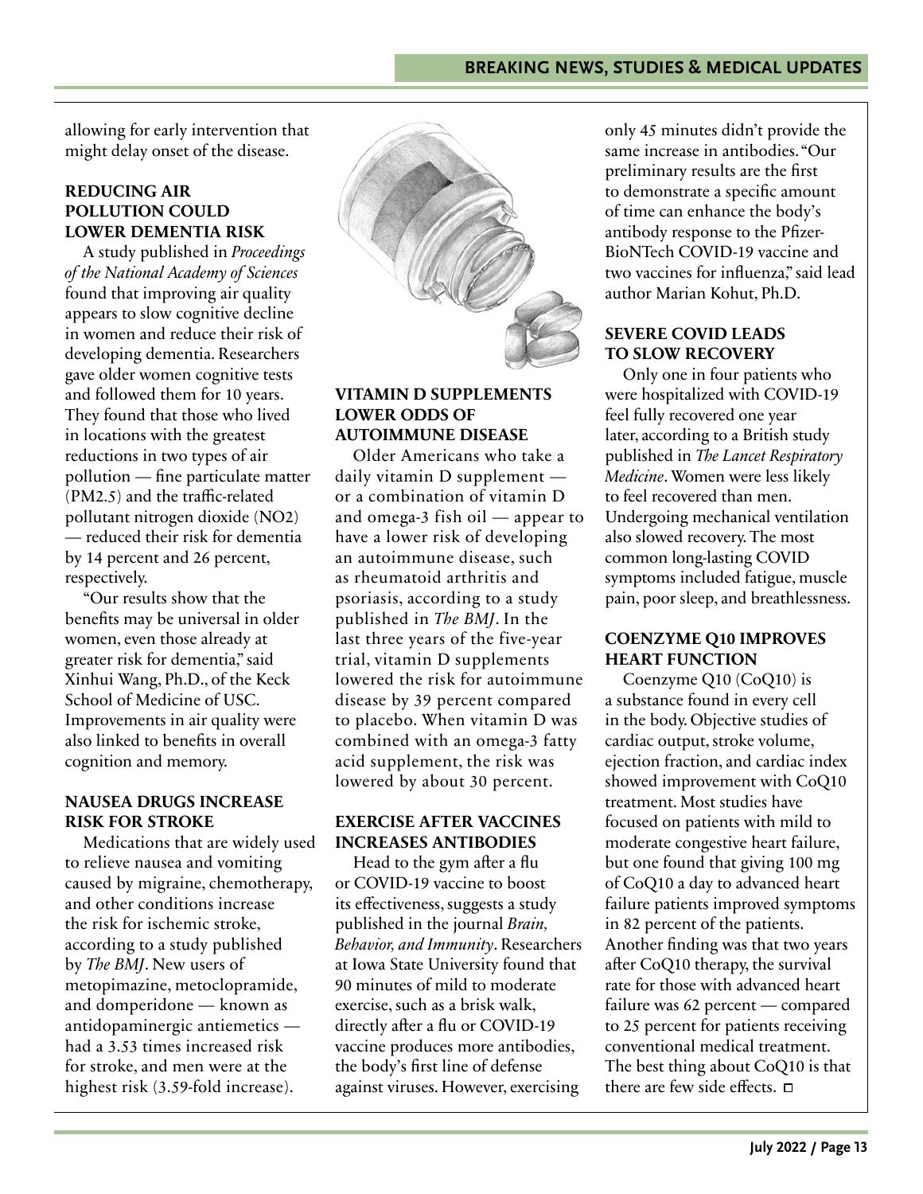allowing for early intervention that might delay onset of the disease.

### REDUCING AIR POLLUTION COULD LOWER DEMENTIA RISK

A study published in *Proceedings of the National Academy of Sciences* found that improving air quality appears to slow cognitive decline in women and reduce their risk of developing dementia. Researchers gave older women cognitive tests and followed them for 10 years. They found that those who lived in locations with the greatest reductions in two types of air pollution — fine particulate matter (PM2.5) and the traffic-related pollutant nitrogen dioxide (NO2) — reduced their risk for dementia by 14 percent and 26 percent, respectively.

"Our results show that the benefits may be universal in older women, even those already at greater risk for dementia," said Xinhui Wang, Ph.D., of the Keck School of Medicine of USC. Improvements in air quality were also linked to benefits in overall cognition and memory.

### NAUSEA DRUGS INCREASE RISK FOR STROKE

Medications that are widely used to relieve nausea and vomiting caused by migraine, chemotherapy, and other conditions increase the risk for ischemic stroke, according to a study published by *The BMJ*. New users of metopimazine, metoclopramide, and domperidone — known as antidopaminergic antiemetics — had a 3.53 times increased risk for stroke, and men were at the highest risk (3.59-fold increase).

### VITAMIN D SUPPLEMENTS LOWER ODDS OF AUTOIMMUNE DISEASE

Older Americans who take a daily vitamin D supplement — or a combination of vitamin D and omega-3 fish oil — appear to have a lower risk of developing an autoimmune disease, such as rheumatoid arthritis and psoriasis, according to a study published in *The BMJ*. In the last three years of the five-year trial, vitamin D supplements lowered the risk for autoimmune disease by 39 percent compared to placebo. When vitamin D was combined with an omega-3 fatty acid supplement, the risk was lowered by about 30 percent.

### EXERCISE AFTER VACCINES INCREASES ANTIBODIES

Head to the gym after a flu or COVID-19 vaccine to boost its effectiveness, suggests a study published in the journal *Brain, Behavior, and Immunity*. Researchers at Iowa State University found that 90 minutes of mild to moderate exercise, such as a brisk walk, directly after a flu or COVID-19 vaccine produces more antibodies, the body's first line of defense against viruses. However, exercising only 45 minutes didn't provide the same increase in antibodies. "Our preliminary results are the first to demonstrate a specific amount of time can enhance the body's antibody response to the Pfizer-BioNTech COVID-19 vaccine and two vaccines for influenza," said lead author Marian Kohut, Ph.D.

### SEVERE COVID LEADS TO SLOW RECOVERY

Only one in four patients who were hospitalized with COVID-19 feel fully recovered one year later, according to a British study published in *The Lancet Respiratory Medicine*. Women were less likely to feel recovered than men. Undergoing mechanical ventilation also slowed recovery. The most common long-lasting COVID symptoms included fatigue, muscle pain, poor sleep, and breathlessness.

### COENZYME Q10 IMPROVES HEART FUNCTION

Coenzyme Q10 (CoQ10) is a substance found in every cell in the body. Objective studies of cardiac output, stroke volume, ejection fraction, and cardiac index showed improvement with CoQ10 treatment. Most studies have focused on patients with mild to moderate congestive heart failure, but one found that giving 100 mg of CoQ10 a day to advanced heart failure patients improved symptoms in 82 percent of the patients. Another finding was that two years after CoQ10 therapy, the survival rate for those with advanced heart failure was 62 percent — compared to 25 percent for patients receiving conventional medical treatment. The best thing about CoQ10 is that there are few side effects. □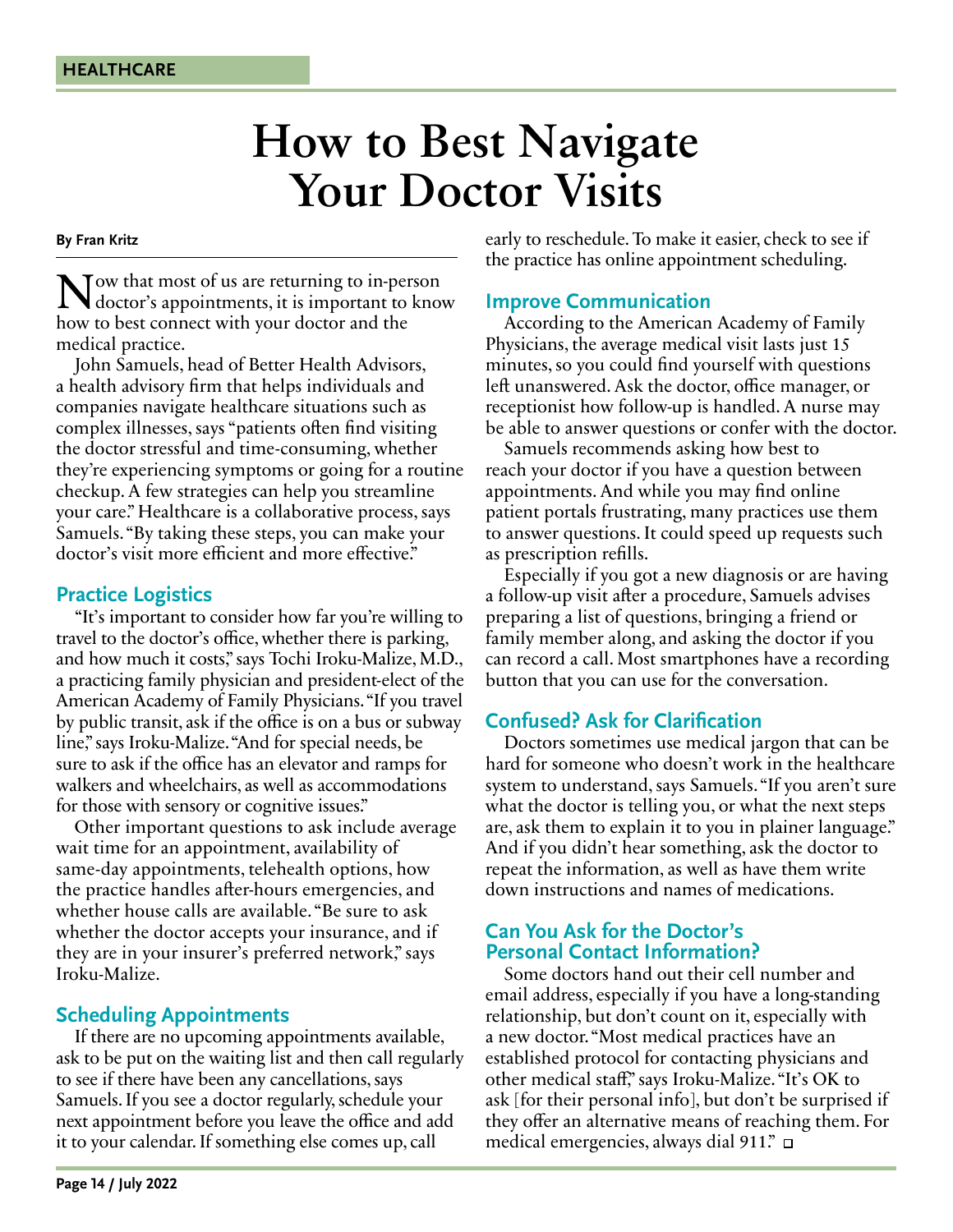HEALTHCARE

# How to Best Navigate Your Doctor Visits

**By Fran Kritz**

Now that most of us are returning to in-person doctor's appointments, it is important to know how to best connect with your doctor and the medical practice.

John Samuels, head of Better Health Advisors, a health advisory firm that helps individuals and companies navigate healthcare situations such as complex illnesses, says "patients often find visiting the doctor stressful and time-consuming, whether they're experiencing symptoms or going for a routine checkup. A few strategies can help you streamline your care." Healthcare is a collaborative process, says Samuels. "By taking these steps, you can make your doctor's visit more efficient and more effective."

## Practice Logistics

"It's important to consider how far you're willing to travel to the doctor's office, whether there is parking, and how much it costs," says Tochi Iroku-Malize, M.D., a practicing family physician and president-elect of the American Academy of Family Physicians. "If you travel by public transit, ask if the office is on a bus or subway line," says Iroku-Malize. "And for special needs, be sure to ask if the office has an elevator and ramps for walkers and wheelchairs, as well as accommodations for those with sensory or cognitive issues."

Other important questions to ask include average wait time for an appointment, availability of same-day appointments, telehealth options, how the practice handles after-hours emergencies, and whether house calls are available. "Be sure to ask whether the doctor accepts your insurance, and if they are in your insurer's preferred network," says Iroku-Malize.

## Scheduling Appointments

If there are no upcoming appointments available, ask to be put on the waiting list and then call regularly to see if there have been any cancellations, says Samuels. If you see a doctor regularly, schedule your next appointment before you leave the office and add it to your calendar. If something else comes up, call early to reschedule. To make it easier, check to see if the practice has online appointment scheduling.

## Improve Communication

According to the American Academy of Family Physicians, the average medical visit lasts just 15 minutes, so you could find yourself with questions left unanswered. Ask the doctor, office manager, or receptionist how follow-up is handled. A nurse may be able to answer questions or confer with the doctor.

Samuels recommends asking how best to reach your doctor if you have a question between appointments. And while you may find online patient portals frustrating, many practices use them to answer questions. It could speed up requests such as prescription refills.

Especially if you got a new diagnosis or are having a follow-up visit after a procedure, Samuels advises preparing a list of questions, bringing a friend or family member along, and asking the doctor if you can record a call. Most smartphones have a recording button that you can use for the conversation.

## Confused? Ask for Clarification

Doctors sometimes use medical jargon that can be hard for someone who doesn't work in the healthcare system to understand, says Samuels. "If you aren't sure what the doctor is telling you, or what the next steps are, ask them to explain it to you in plainer language." And if you didn't hear something, ask the doctor to repeat the information, as well as have them write down instructions and names of medications.

## Can You Ask for the Doctor's Personal Contact Information?

Some doctors hand out their cell number and email address, especially if you have a long-standing relationship, but don't count on it, especially with a new doctor. "Most medical practices have an established protocol for contacting physicians and other medical staff," says Iroku-Malize. "It's OK to ask [for their personal info], but don't be surprised if they offer an alternative means of reaching them. For medical emergencies, always dial 911." □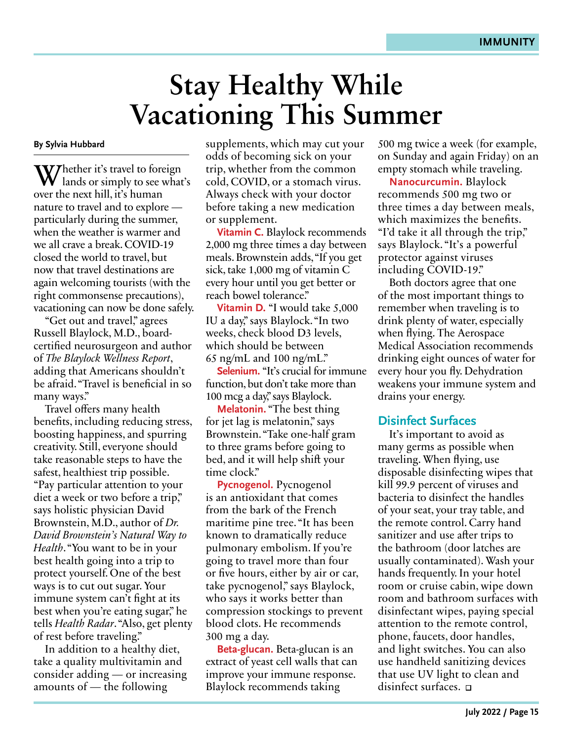# Stay Healthy While Vacationing This Summer

**By Sylvia Hubbard**

Whether it's travel to foreign lands or simply to see what's over the next hill, it's human nature to travel and to explore — particularly during the summer, when the weather is warmer and we all crave a break. COVID-19 closed the world to travel, but now that travel destinations are again welcoming tourists (with the right commonsense precautions), vacationing can now be done safely.

"Get out and travel," agrees Russell Blaylock, M.D., board-certified neurosurgeon and author of *The Blaylock Wellness Report*, adding that Americans shouldn't be afraid. "Travel is beneficial in so many ways."

Travel offers many health benefits, including reducing stress, boosting happiness, and spurring creativity. Still, everyone should take reasonable steps to have the safest, healthiest trip possible. "Pay particular attention to your diet a week or two before a trip," says holistic physician David Brownstein, M.D., author of *Dr. David Brownstein's Natural Way to Health*. "You want to be in your best health going into a trip to protect yourself. One of the best ways is to cut out sugar. Your immune system can't fight at its best when you're eating sugar," he tells *Health Radar*. "Also, get plenty of rest before traveling."

In addition to a healthy diet, take a quality multivitamin and consider adding — or increasing amounts of — the following supplements, which may cut your odds of becoming sick on your trip, whether from the common cold, COVID, or a stomach virus. Always check with your doctor before taking a new medication or supplement.

**Vitamin C.** Blaylock recommends 2,000 mg three times a day between meals. Brownstein adds, "If you get sick, take 1,000 mg of vitamin C every hour until you get better or reach bowel tolerance."

**Vitamin D.** "I would take 5,000 IU a day," says Blaylock. "In two weeks, check blood D3 levels, which should be between 65 ng/mL and 100 ng/mL."

**Selenium.** "It's crucial for immune function, but don't take more than 100 mcg a day," says Blaylock.

**Melatonin.** "The best thing for jet lag is melatonin," says Brownstein. "Take one-half gram to three grams before going to bed, and it will help shift your time clock."

**Pycnogenol.** Pycnogenol is an antioxidant that comes from the bark of the French maritime pine tree. "It has been known to dramatically reduce pulmonary embolism. If you're going to travel more than four or five hours, either by air or car, take pycnogenol," says Blaylock, who says it works better than compression stockings to prevent blood clots. He recommends 300 mg a day.

**Beta-glucan.** Beta-glucan is an extract of yeast cell walls that can improve your immune response. Blaylock recommends taking 500 mg twice a week (for example, on Sunday and again Friday) on an empty stomach while traveling.

**Nanocurcumin.** Blaylock recommends 500 mg two or three times a day between meals, which maximizes the benefits. "I'd take it all through the trip," says Blaylock. "It's a powerful protector against viruses including COVID-19."

Both doctors agree that one of the most important things to remember when traveling is to drink plenty of water, especially when flying. The Aerospace Medical Association recommends drinking eight ounces of water for every hour you fly. Dehydration weakens your immune system and drains your energy.

## Disinfect Surfaces

It's important to avoid as many germs as possible when traveling. When flying, use disposable disinfecting wipes that kill 99.9 percent of viruses and bacteria to disinfect the handles of your seat, your tray table, and the remote control. Carry hand sanitizer and use after trips to the bathroom (door latches are usually contaminated). Wash your hands frequently. In your hotel room or cruise cabin, wipe down room and bathroom surfaces with disinfectant wipes, paying special attention to the remote control, phone, faucets, door handles, and light switches. You can also use handheld sanitizing devices that use UV light to clean and disinfect surfaces. □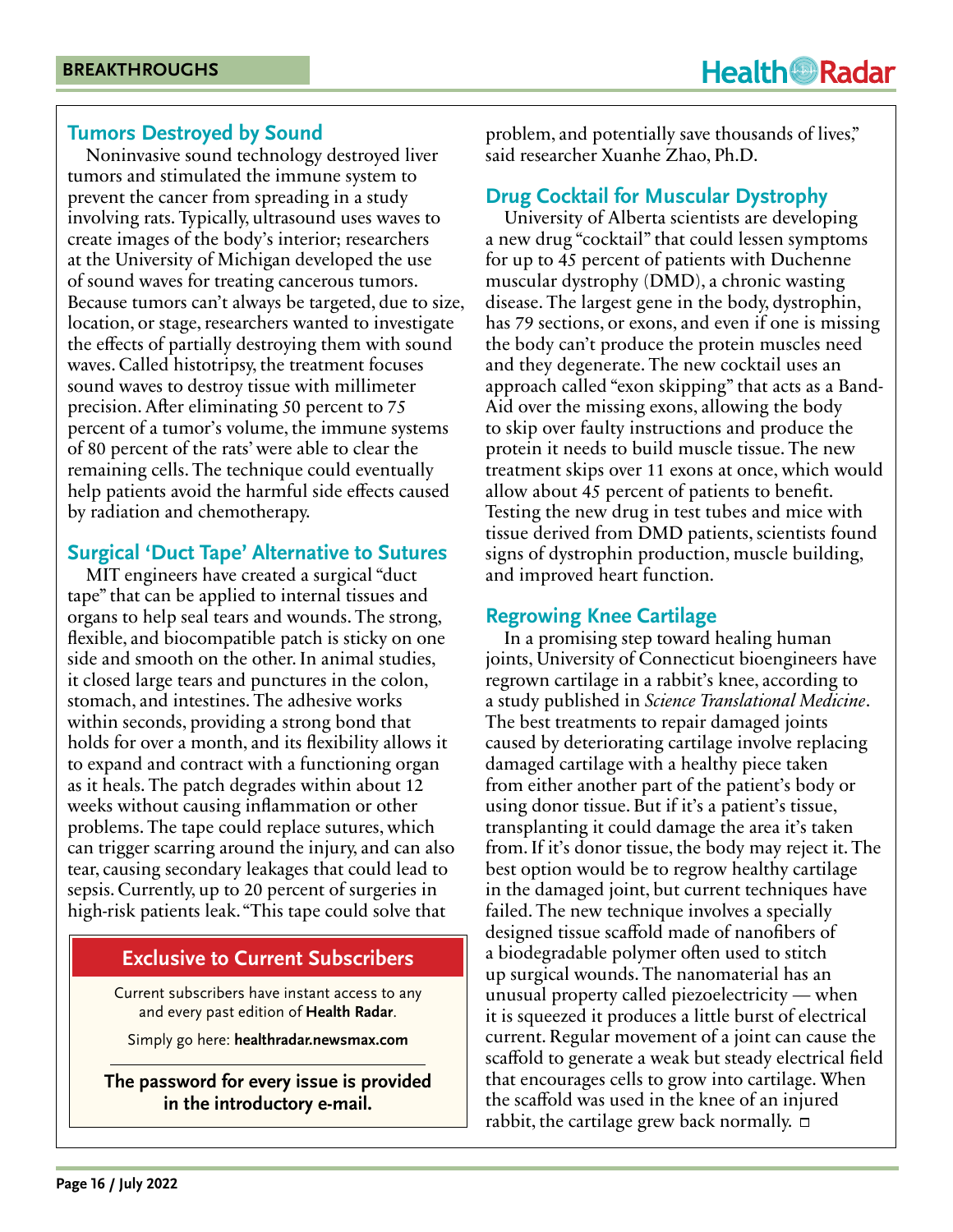## Tumors Destroyed by Sound

Noninvasive sound technology destroyed liver tumors and stimulated the immune system to prevent the cancer from spreading in a study involving rats. Typically, ultrasound uses waves to create images of the body's interior; researchers at the University of Michigan developed the use of sound waves for treating cancerous tumors. Because tumors can't always be targeted, due to size, location, or stage, researchers wanted to investigate the effects of partially destroying them with sound waves. Called histotripsy, the treatment focuses sound waves to destroy tissue with millimeter precision. After eliminating 50 percent to 75 percent of a tumor's volume, the immune systems of 80 percent of the rats' were able to clear the remaining cells. The technique could eventually help patients avoid the harmful side effects caused by radiation and chemotherapy.

## Surgical 'Duct Tape' Alternative to Sutures

MIT engineers have created a surgical "duct tape" that can be applied to internal tissues and organs to help seal tears and wounds. The strong, flexible, and biocompatible patch is sticky on one side and smooth on the other. In animal studies, it closed large tears and punctures in the colon, stomach, and intestines. The adhesive works within seconds, providing a strong bond that holds for over a month, and its flexibility allows it to expand and contract with a functioning organ as it heals. The patch degrades within about 12 weeks without causing inflammation or other problems. The tape could replace sutures, which can trigger scarring around the injury, and can also tear, causing secondary leakages that could lead to sepsis. Currently, up to 20 percent of surgeries in high-risk patients leak. "This tape could solve that problem, and potentially save thousands of lives," said researcher Xuanhe Zhao, Ph.D.

> **Exclusive to Current Subscribers**
>
> Current subscribers have instant access to any and every past edition of **Health Radar**.
>
> Simply go here: **healthradar.newsmax.com**
>
> **The password for every issue is provided in the introductory e-mail.**

## Drug Cocktail for Muscular Dystrophy

University of Alberta scientists are developing a new drug "cocktail" that could lessen symptoms for up to 45 percent of patients with Duchenne muscular dystrophy (DMD), a chronic wasting disease. The largest gene in the body, dystrophin, has 79 sections, or exons, and even if one is missing the body can't produce the protein muscles need and they degenerate. The new cocktail uses an approach called "exon skipping" that acts as a Band-Aid over the missing exons, allowing the body to skip over faulty instructions and produce the protein it needs to build muscle tissue. The new treatment skips over 11 exons at once, which would allow about 45 percent of patients to benefit. Testing the new drug in test tubes and mice with tissue derived from DMD patients, scientists found signs of dystrophin production, muscle building, and improved heart function.

## Regrowing Knee Cartilage

In a promising step toward healing human joints, University of Connecticut bioengineers have regrown cartilage in a rabbit's knee, according to a study published in *Science Translational Medicine*. The best treatments to repair damaged joints caused by deteriorating cartilage involve replacing damaged cartilage with a healthy piece taken from either another part of the patient's body or using donor tissue. But if it's a patient's tissue, transplanting it could damage the area it's taken from. If it's donor tissue, the body may reject it. The best option would be to regrow healthy cartilage in the damaged joint, but current techniques have failed. The new technique involves a specially designed tissue scaffold made of nanofibers of a biodegradable polymer often used to stitch up surgical wounds. The nanomaterial has an unusual property called piezoelectricity — when it is squeezed it produces a little burst of electrical current. Regular movement of a joint can cause the scaffold to generate a weak but steady electrical field that encourages cells to grow into cartilage. When the scaffold was used in the knee of an injured rabbit, the cartilage grew back normally. □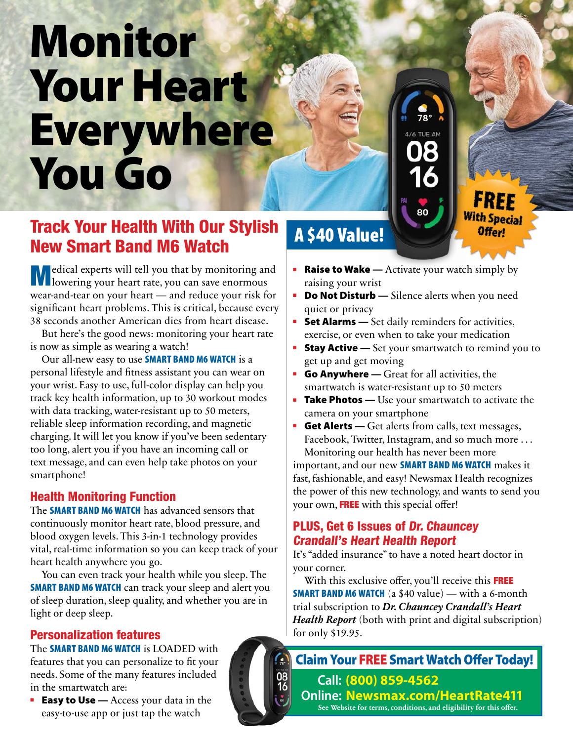# Monitor Your Heart Everywhere You Go

## Track Your Health With Our Stylish New Smart Band M6 Watch

Medical experts will tell you that by monitoring and lowering your heart rate, you can save enormous wear-and-tear on your heart — and reduce your risk for significant heart problems. This is critical, because every 38 seconds another American dies from heart disease.

But here's the good news: monitoring your heart rate is now as simple as wearing a watch!

Our all-new easy to use **SMART BAND M6 WATCH** is a personal lifestyle and fitness assistant you can wear on your wrist. Easy to use, full-color display can help you track key health information, up to 30 workout modes with data tracking, water-resistant up to 50 meters, reliable sleep information recording, and magnetic charging. It will let you know if you've been sedentary too long, alert you if you have an incoming call or text message, and can even help take photos on your smartphone!

### Health Monitoring Function

The **SMART BAND M6 WATCH** has advanced sensors that continuously monitor heart rate, blood pressure, and blood oxygen levels. This 3-in-1 technology provides vital, real-time information so you can keep track of your heart health anywhere you go.

You can even track your health while you sleep. The **SMART BAND M6 WATCH** can track your sleep and alert you of sleep duration, sleep quality, and whether you are in light or deep sleep.

### Personalization features

The **SMART BAND M6 WATCH** is LOADED with features that you can personalize to fit your needs. Some of the many features included in the smartwatch are:

- **Easy to Use —** Access your data in the easy-to-use app or just tap the watch
- **Raise to Wake —** Activate your watch simply by raising your wrist
- **Do Not Disturb —** Silence alerts when you need quiet or privacy
- **Set Alarms —** Set daily reminders for activities, exercise, or even when to take your medication
- **Stay Active —** Set your smartwatch to remind you to get up and get moving
- **Go Anywhere —** Great for all activities, the smartwatch is water-resistant up to 50 meters
- **Take Photos —** Use your smartwatch to activate the camera on your smartphone
- **Get Alerts —** Get alerts from calls, text messages, Facebook, Twitter, Instagram, and so much more . . .

Monitoring our health has never been more important, and our new **SMART BAND M6 WATCH** makes it fast, fashionable, and easy! Newsmax Health recognizes the power of this new technology, and wants to send you your own, **FREE** with this special offer!

**A $40 Value!**

**FREE With Special Offer!**

### PLUS, Get 6 Issues of *Dr. Chauncey Crandall's Heart Health Report*

It's "added insurance" to have a noted heart doctor in your corner.

With this exclusive offer, you'll receive this **FREE SMART BAND M6 WATCH** (a $40 value) — with a 6-month trial subscription to ***Dr. Chauncey Crandall's Heart Health Report*** (both with print and digital subscription) for only $19.95.

## Claim Your FREE Smart Watch Offer Today!

**Call: (800) 859-4562**

**Online: Newsmax.com/HeartRate411**

See Website for terms, conditions, and eligibility for this offer.